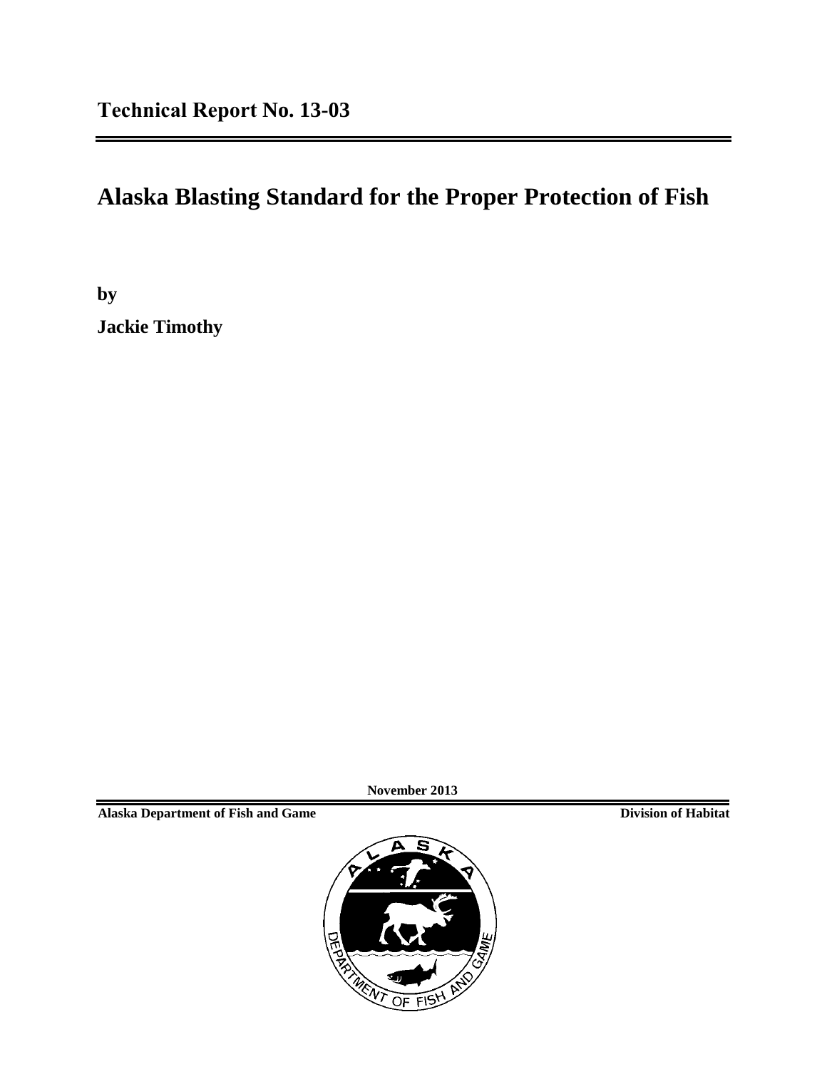**Technical Report No. 13-03**

# Alaska Blasting Standard for the Proper Protection of Fish

**by**

**Jackie Timothy**

**November 2013**

**Alaska Department of Fish and Game** **Division of Habitat**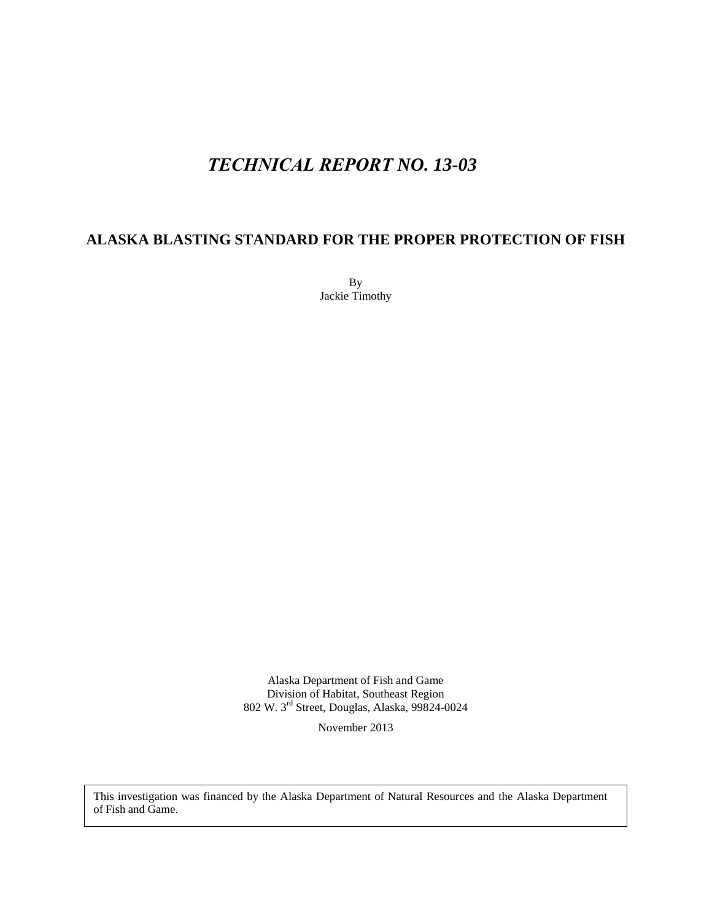# *TECHNICAL REPORT NO. 13-03*

## ALASKA BLASTING STANDARD FOR THE PROPER PROTECTION OF FISH

By
Jackie Timothy

Alaska Department of Fish and Game
Division of Habitat, Southeast Region
802 W. 3rd Street, Douglas, Alaska, 99824-0024

November 2013

This investigation was financed by the Alaska Department of Natural Resources and the Alaska Department of Fish and Game.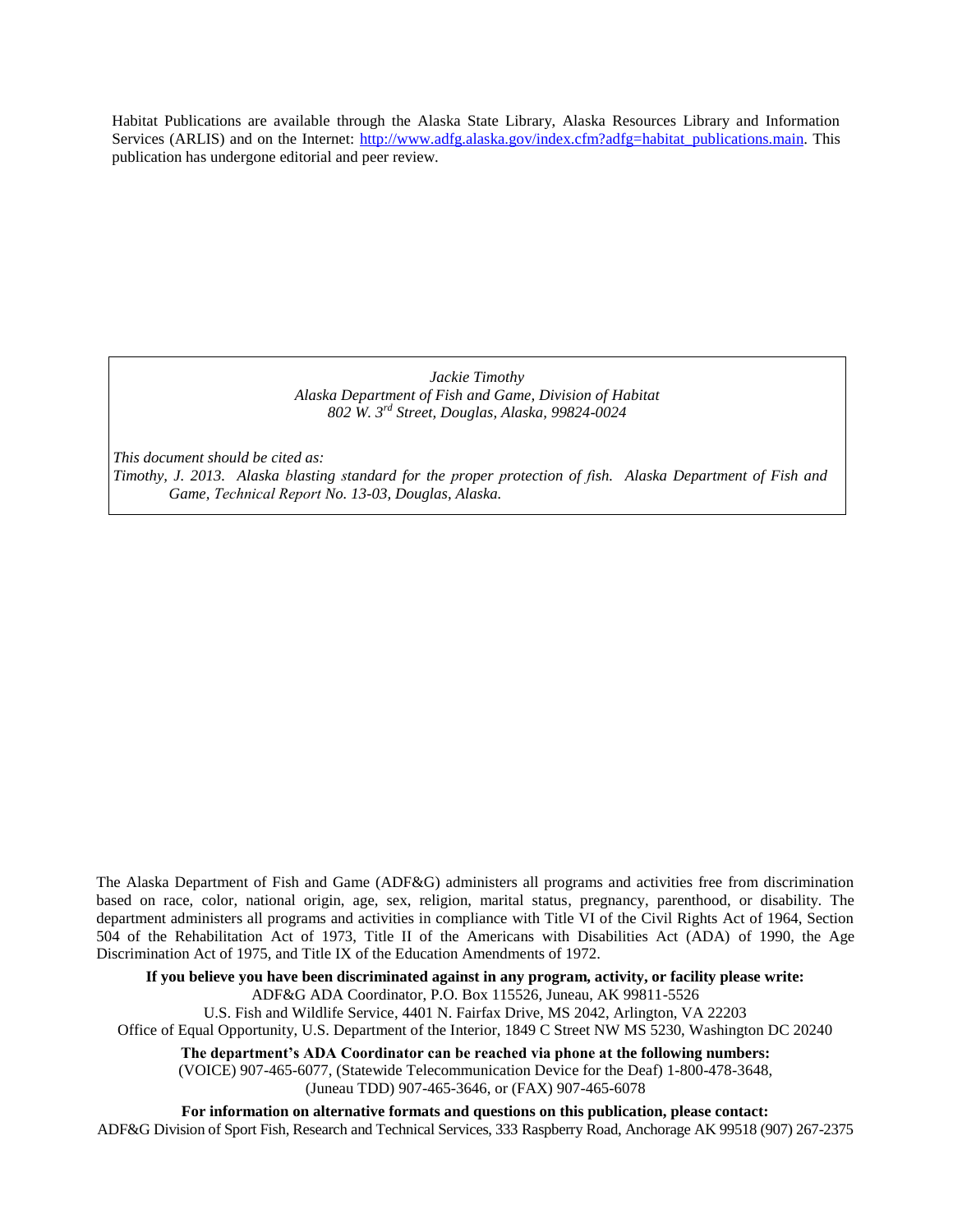Habitat Publications are available through the Alaska State Library, Alaska Resources Library and Information Services (ARLIS) and on the Internet: [http://www.adfg.alaska.gov/index.cfm?adfg=habitat_publications.main](http://www.adfg.alaska.gov/index.cfm?adfg=habitat_publications.main). This publication has undergone editorial and peer review.

*Jackie Timothy*
*Alaska Department of Fish and Game, Division of Habitat*
*802 W. 3rd Street, Douglas, Alaska, 99824-0024*

*This document should be cited as:*
*Timothy, J. 2013. Alaska blasting standard for the proper protection of fish. Alaska Department of Fish and Game, Technical Report No. 13-03, Douglas, Alaska.*

The Alaska Department of Fish and Game (ADF&G) administers all programs and activities free from discrimination based on race, color, national origin, age, sex, religion, marital status, pregnancy, parenthood, or disability. The department administers all programs and activities in compliance with Title VI of the Civil Rights Act of 1964, Section 504 of the Rehabilitation Act of 1973, Title II of the Americans with Disabilities Act (ADA) of 1990, the Age Discrimination Act of 1975, and Title IX of the Education Amendments of 1972.

**If you believe you have been discriminated against in any program, activity, or facility please write:**
ADF&G ADA Coordinator, P.O. Box 115526, Juneau, AK 99811-5526
U.S. Fish and Wildlife Service, 4401 N. Fairfax Drive, MS 2042, Arlington, VA 22203
Office of Equal Opportunity, U.S. Department of the Interior, 1849 C Street NW MS 5230, Washington DC 20240

**The department's ADA Coordinator can be reached via phone at the following numbers:**
(VOICE) 907-465-6077, (Statewide Telecommunication Device for the Deaf) 1-800-478-3648,
(Juneau TDD) 907-465-3646, or (FAX) 907-465-6078

**For information on alternative formats and questions on this publication, please contact:**
ADF&G Division of Sport Fish, Research and Technical Services, 333 Raspberry Road, Anchorage AK 99518 (907) 267-2375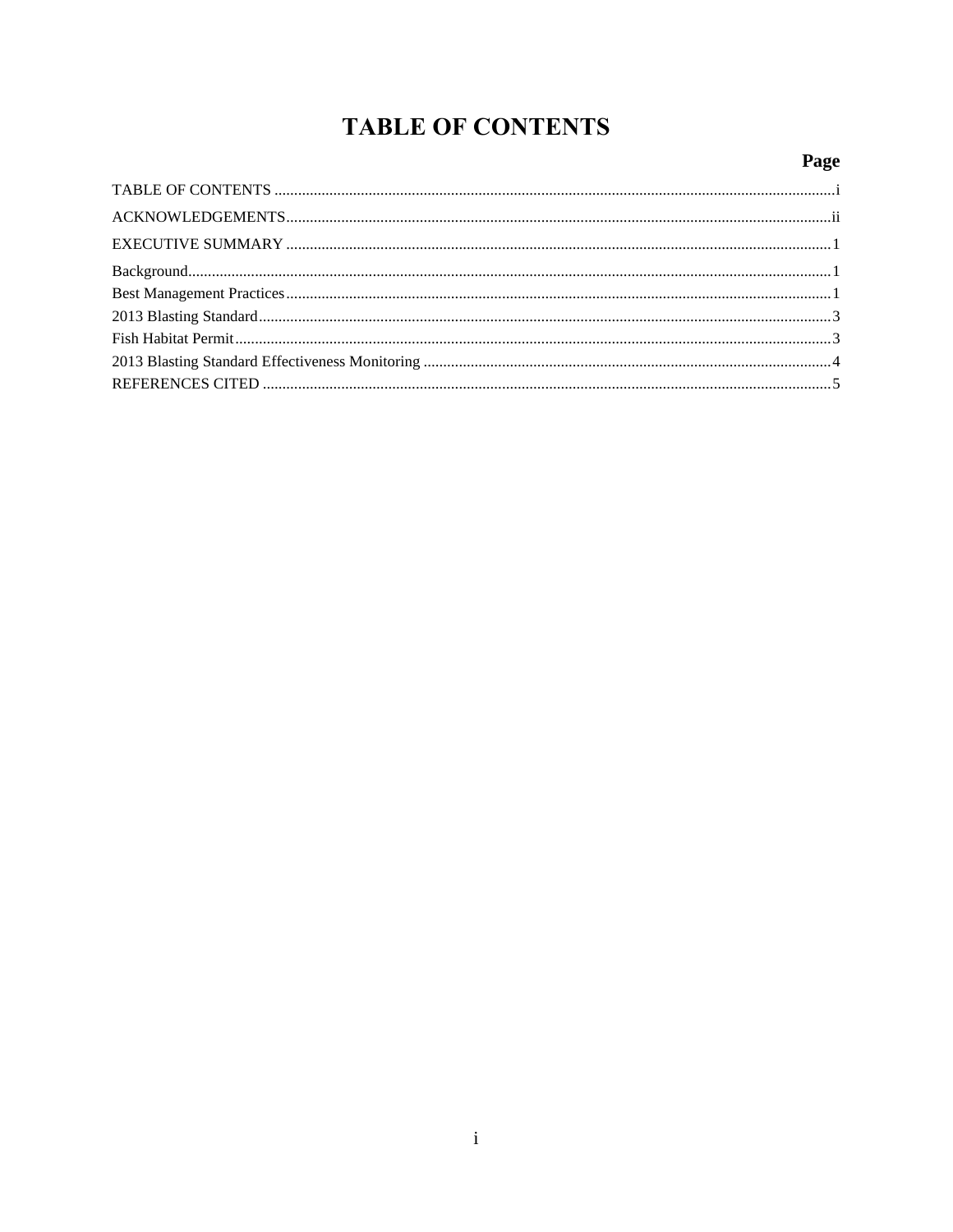# TABLE OF CONTENTS

| | Page |
|---|---|
| TABLE OF CONTENTS | i |
| ACKNOWLEDGEMENTS | ii |
| EXECUTIVE SUMMARY | 1 |
| Background | 1 |
| Best Management Practices | 1 |
| 2013 Blasting Standard | 3 |
| Fish Habitat Permit | 3 |
| 2013 Blasting Standard Effectiveness Monitoring | 4 |
| REFERENCES CITED | 5 |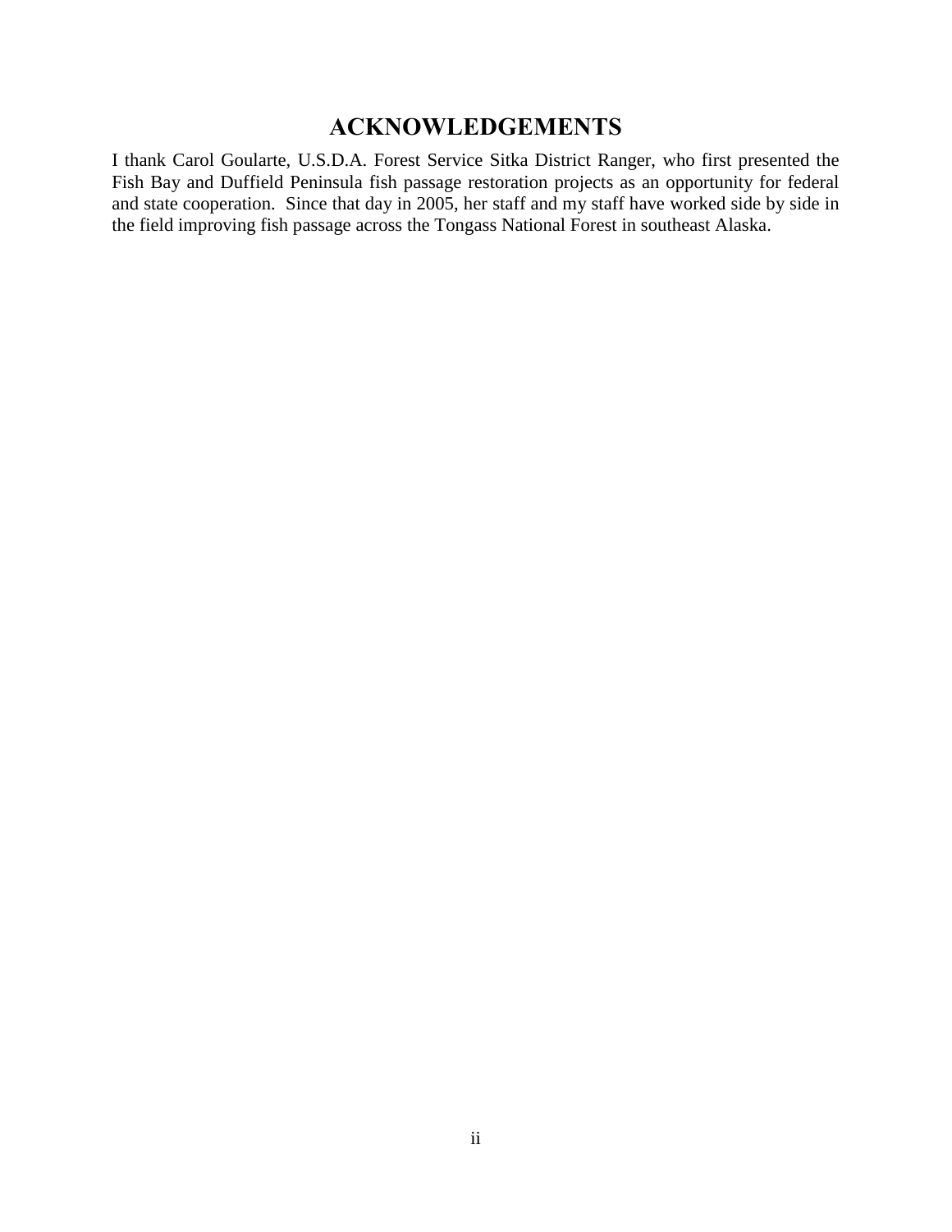## ACKNOWLEDGEMENTS

I thank Carol Goularte, U.S.D.A. Forest Service Sitka District Ranger, who first presented the Fish Bay and Duffield Peninsula fish passage restoration projects as an opportunity for federal and state cooperation. Since that day in 2005, her staff and my staff have worked side by side in the field improving fish passage across the Tongass National Forest in southeast Alaska.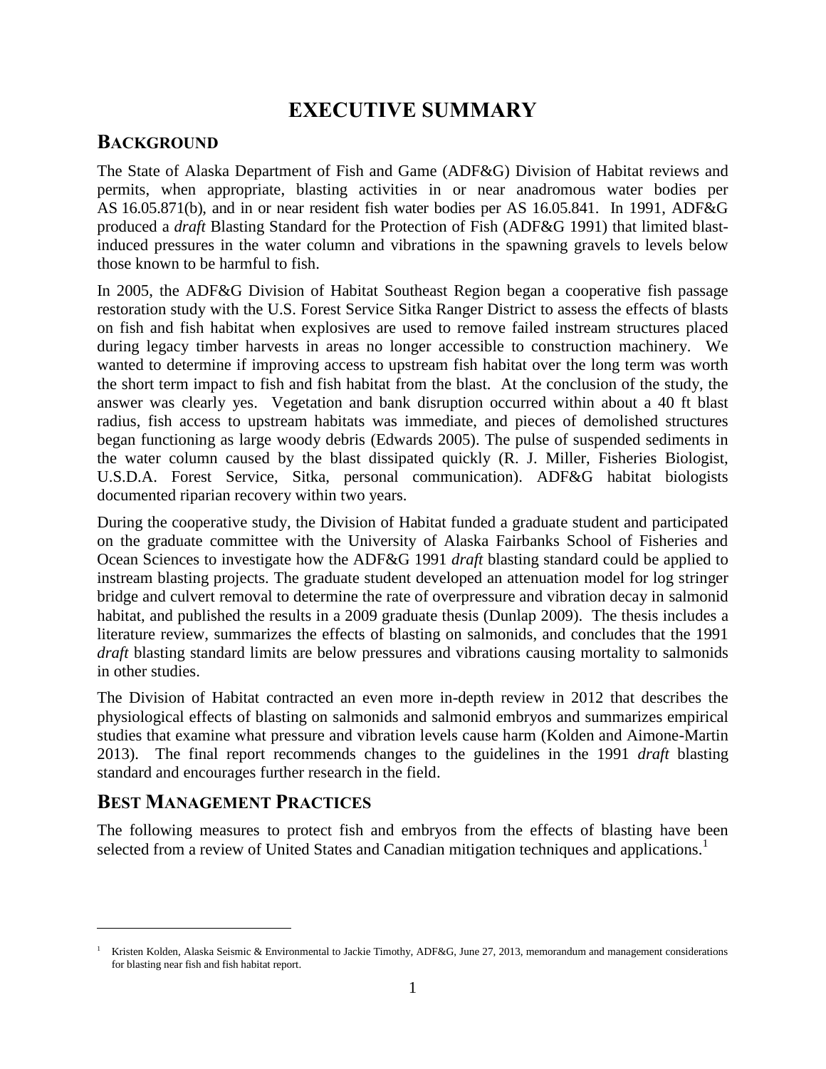# EXECUTIVE SUMMARY

## BACKGROUND

The State of Alaska Department of Fish and Game (ADF&G) Division of Habitat reviews and permits, when appropriate, blasting activities in or near anadromous water bodies per AS 16.05.871(b), and in or near resident fish water bodies per AS 16.05.841. In 1991, ADF&G produced a *draft* Blasting Standard for the Protection of Fish (ADF&G 1991) that limited blast-induced pressures in the water column and vibrations in the spawning gravels to levels below those known to be harmful to fish.

In 2005, the ADF&G Division of Habitat Southeast Region began a cooperative fish passage restoration study with the U.S. Forest Service Sitka Ranger District to assess the effects of blasts on fish and fish habitat when explosives are used to remove failed instream structures placed during legacy timber harvests in areas no longer accessible to construction machinery. We wanted to determine if improving access to upstream fish habitat over the long term was worth the short term impact to fish and fish habitat from the blast. At the conclusion of the study, the answer was clearly yes. Vegetation and bank disruption occurred within about a 40 ft blast radius, fish access to upstream habitats was immediate, and pieces of demolished structures began functioning as large woody debris (Edwards 2005). The pulse of suspended sediments in the water column caused by the blast dissipated quickly (R. J. Miller, Fisheries Biologist, U.S.D.A. Forest Service, Sitka, personal communication). ADF&G habitat biologists documented riparian recovery within two years.

During the cooperative study, the Division of Habitat funded a graduate student and participated on the graduate committee with the University of Alaska Fairbanks School of Fisheries and Ocean Sciences to investigate how the ADF&G 1991 *draft* blasting standard could be applied to instream blasting projects. The graduate student developed an attenuation model for log stringer bridge and culvert removal to determine the rate of overpressure and vibration decay in salmonid habitat, and published the results in a 2009 graduate thesis (Dunlap 2009). The thesis includes a literature review, summarizes the effects of blasting on salmonids, and concludes that the 1991 *draft* blasting standard limits are below pressures and vibrations causing mortality to salmonids in other studies.

The Division of Habitat contracted an even more in-depth review in 2012 that describes the physiological effects of blasting on salmonids and salmonid embryos and summarizes empirical studies that examine what pressure and vibration levels cause harm (Kolden and Aimone-Martin 2013). The final report recommends changes to the guidelines in the 1991 *draft* blasting standard and encourages further research in the field.

## BEST MANAGEMENT PRACTICES

The following measures to protect fish and embryos from the effects of blasting have been selected from a review of United States and Canadian mitigation techniques and applications.[1]

[1] Kristen Kolden, Alaska Seismic & Environmental to Jackie Timothy, ADF&G, June 27, 2013, memorandum and management considerations for blasting near fish and fish habitat report.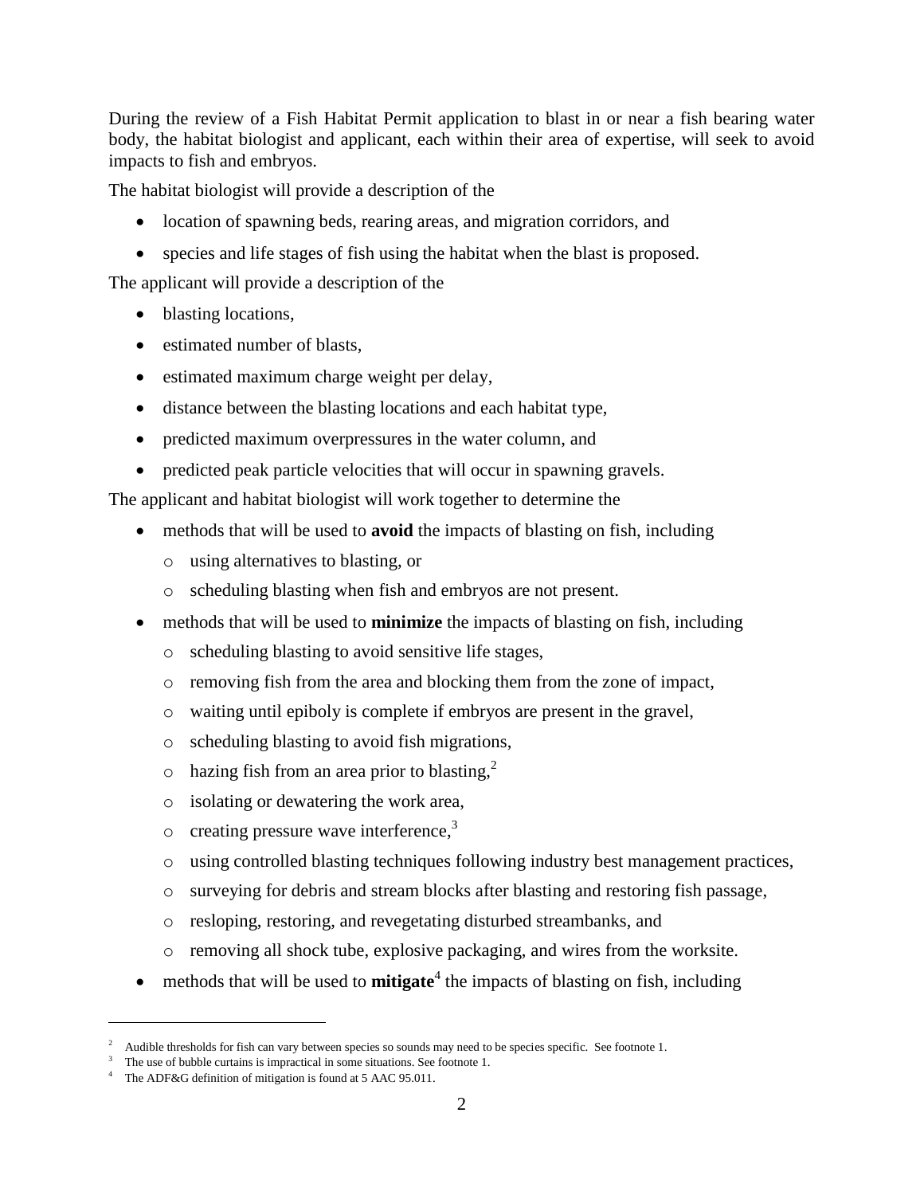During the review of a Fish Habitat Permit application to blast in or near a fish bearing water body, the habitat biologist and applicant, each within their area of expertise, will seek to avoid impacts to fish and embryos.

The habitat biologist will provide a description of the

- location of spawning beds, rearing areas, and migration corridors, and
- species and life stages of fish using the habitat when the blast is proposed.

The applicant will provide a description of the

- blasting locations,
- estimated number of blasts,
- estimated maximum charge weight per delay,
- distance between the blasting locations and each habitat type,
- predicted maximum overpressures in the water column, and
- predicted peak particle velocities that will occur in spawning gravels.

The applicant and habitat biologist will work together to determine the

- methods that will be used to **avoid** the impacts of blasting on fish, including
  - using alternatives to blasting, or
  - scheduling blasting when fish and embryos are not present.
- methods that will be used to **minimize** the impacts of blasting on fish, including
  - scheduling blasting to avoid sensitive life stages,
  - removing fish from the area and blocking them from the zone of impact,
  - waiting until epiboly is complete if embryos are present in the gravel,
  - scheduling blasting to avoid fish migrations,
  - hazing fish from an area prior to blasting,[2]
  - isolating or dewatering the work area,
  - creating pressure wave interference,[3]
  - using controlled blasting techniques following industry best management practices,
  - surveying for debris and stream blocks after blasting and restoring fish passage,
  - resloping, restoring, and revegetating disturbed streambanks, and
  - removing all shock tube, explosive packaging, and wires from the worksite.
- methods that will be used to **mitigate**[4] the impacts of blasting on fish, including

---

[2] Audible thresholds for fish can vary between species so sounds may need to be species specific. See footnote 1.

[3] The use of bubble curtains is impractical in some situations. See footnote 1.

[4] The ADF&G definition of mitigation is found at 5 AAC 95.011.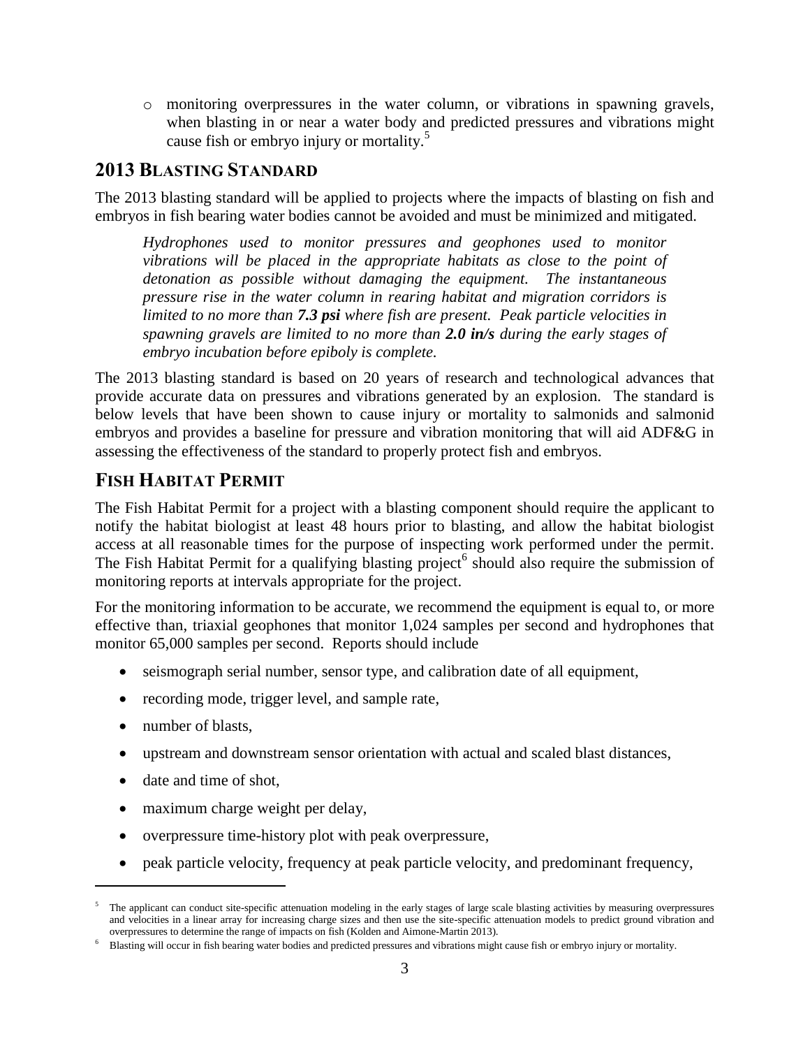- monitoring overpressures in the water column, or vibrations in spawning gravels, when blasting in or near a water body and predicted pressures and vibrations might cause fish or embryo injury or mortality.[5]

## 2013 Blasting Standard

The 2013 blasting standard will be applied to projects where the impacts of blasting on fish and embryos in fish bearing water bodies cannot be avoided and must be minimized and mitigated.

> *Hydrophones used to monitor pressures and geophones used to monitor vibrations will be placed in the appropriate habitats as close to the point of detonation as possible without damaging the equipment. The instantaneous pressure rise in the water column in rearing habitat and migration corridors is limited to no more than* ***7.3 psi*** *where fish are present. Peak particle velocities in spawning gravels are limited to no more than* ***2.0 in/s*** *during the early stages of embryo incubation before epiboly is complete.*

The 2013 blasting standard is based on 20 years of research and technological advances that provide accurate data on pressures and vibrations generated by an explosion. The standard is below levels that have been shown to cause injury or mortality to salmonids and salmonid embryos and provides a baseline for pressure and vibration monitoring that will aid ADF&G in assessing the effectiveness of the standard to properly protect fish and embryos.

## Fish Habitat Permit

The Fish Habitat Permit for a project with a blasting component should require the applicant to notify the habitat biologist at least 48 hours prior to blasting, and allow the habitat biologist access at all reasonable times for the purpose of inspecting work performed under the permit. The Fish Habitat Permit for a qualifying blasting project[6] should also require the submission of monitoring reports at intervals appropriate for the project.

For the monitoring information to be accurate, we recommend the equipment is equal to, or more effective than, triaxial geophones that monitor 1,024 samples per second and hydrophones that monitor 65,000 samples per second. Reports should include

- seismograph serial number, sensor type, and calibration date of all equipment,
- recording mode, trigger level, and sample rate,
- number of blasts,
- upstream and downstream sensor orientation with actual and scaled blast distances,
- date and time of shot,
- maximum charge weight per delay,
- overpressure time-history plot with peak overpressure,
- peak particle velocity, frequency at peak particle velocity, and predominant frequency,

---

[5] The applicant can conduct site-specific attenuation modeling in the early stages of large scale blasting activities by measuring overpressures and velocities in a linear array for increasing charge sizes and then use the site-specific attenuation models to predict ground vibration and overpressures to determine the range of impacts on fish (Kolden and Aimone-Martin 2013).

[6] Blasting will occur in fish bearing water bodies and predicted pressures and vibrations might cause fish or embryo injury or mortality.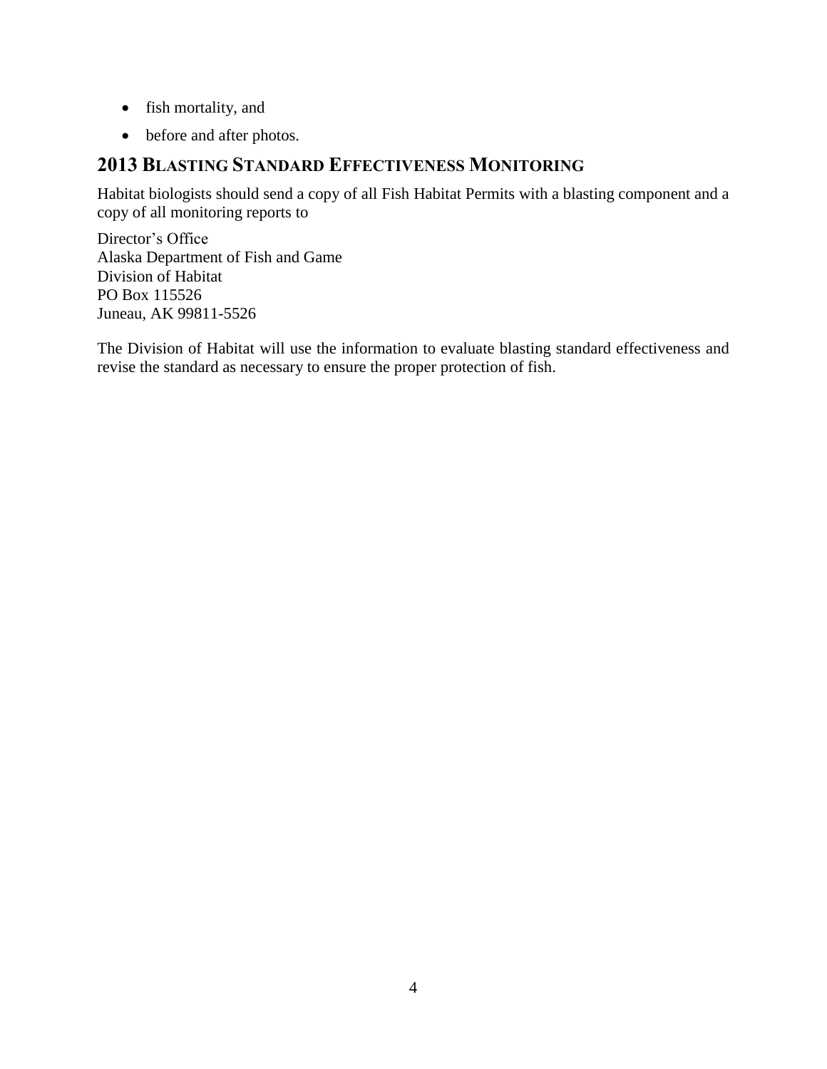- fish mortality, and
- before and after photos.

## 2013 Blasting Standard Effectiveness Monitoring

Habitat biologists should send a copy of all Fish Habitat Permits with a blasting component and a copy of all monitoring reports to

Director's Office  
Alaska Department of Fish and Game  
Division of Habitat  
PO Box 115526  
Juneau, AK 99811-5526

The Division of Habitat will use the information to evaluate blasting standard effectiveness and revise the standard as necessary to ensure the proper protection of fish.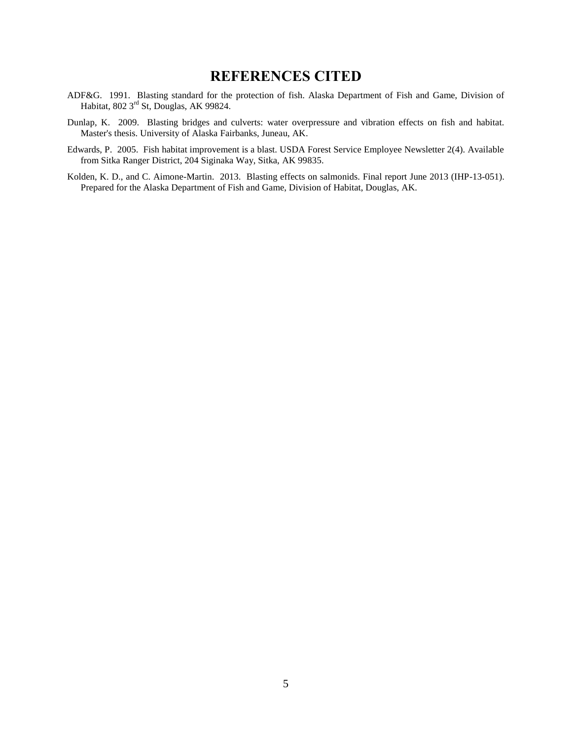# REFERENCES CITED

ADF&G. 1991. Blasting standard for the protection of fish. Alaska Department of Fish and Game, Division of Habitat, 802 3rd St, Douglas, AK 99824.

Dunlap, K. 2009. Blasting bridges and culverts: water overpressure and vibration effects on fish and habitat. Master's thesis. University of Alaska Fairbanks, Juneau, AK.

Edwards, P. 2005. Fish habitat improvement is a blast. USDA Forest Service Employee Newsletter 2(4). Available from Sitka Ranger District, 204 Siginaka Way, Sitka, AK 99835.

Kolden, K. D., and C. Aimone-Martin. 2013. Blasting effects on salmonids. Final report June 2013 (IHP-13-051). Prepared for the Alaska Department of Fish and Game, Division of Habitat, Douglas, AK.